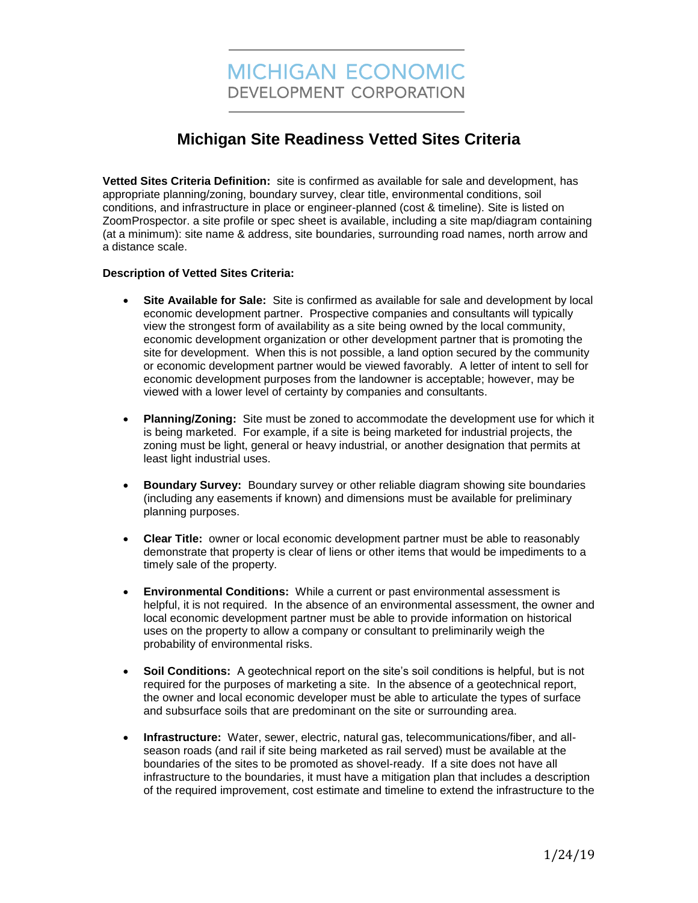MICHIGAN ECONOMIC
DEVELOPMENT CORPORATION

# Michigan Site Readiness Vetted Sites Criteria

**Vetted Sites Criteria Definition:** site is confirmed as available for sale and development, has appropriate planning/zoning, boundary survey, clear title, environmental conditions, soil conditions, and infrastructure in place or engineer-planned (cost & timeline). Site is listed on ZoomProspector. a site profile or spec sheet is available, including a site map/diagram containing (at a minimum): site name & address, site boundaries, surrounding road names, north arrow and a distance scale.

**Description of Vetted Sites Criteria:**

- **Site Available for Sale:** Site is confirmed as available for sale and development by local economic development partner. Prospective companies and consultants will typically view the strongest form of availability as a site being owned by the local community, economic development organization or other development partner that is promoting the site for development. When this is not possible, a land option secured by the community or economic development partner would be viewed favorably. A letter of intent to sell for economic development purposes from the landowner is acceptable; however, may be viewed with a lower level of certainty by companies and consultants.

- **Planning/Zoning:** Site must be zoned to accommodate the development use for which it is being marketed. For example, if a site is being marketed for industrial projects, the zoning must be light, general or heavy industrial, or another designation that permits at least light industrial uses.

- **Boundary Survey:** Boundary survey or other reliable diagram showing site boundaries (including any easements if known) and dimensions must be available for preliminary planning purposes.

- **Clear Title:** owner or local economic development partner must be able to reasonably demonstrate that property is clear of liens or other items that would be impediments to a timely sale of the property.

- **Environmental Conditions:** While a current or past environmental assessment is helpful, it is not required. In the absence of an environmental assessment, the owner and local economic development partner must be able to provide information on historical uses on the property to allow a company or consultant to preliminarily weigh the probability of environmental risks.

- **Soil Conditions:** A geotechnical report on the site's soil conditions is helpful, but is not required for the purposes of marketing a site. In the absence of a geotechnical report, the owner and local economic developer must be able to articulate the types of surface and subsurface soils that are predominant on the site or surrounding area.

- **Infrastructure:** Water, sewer, electric, natural gas, telecommunications/fiber, and all-season roads (and rail if site being marketed as rail served) must be available at the boundaries of the sites to be promoted as shovel-ready. If a site does not have all infrastructure to the boundaries, it must have a mitigation plan that includes a description of the required improvement, cost estimate and timeline to extend the infrastructure to the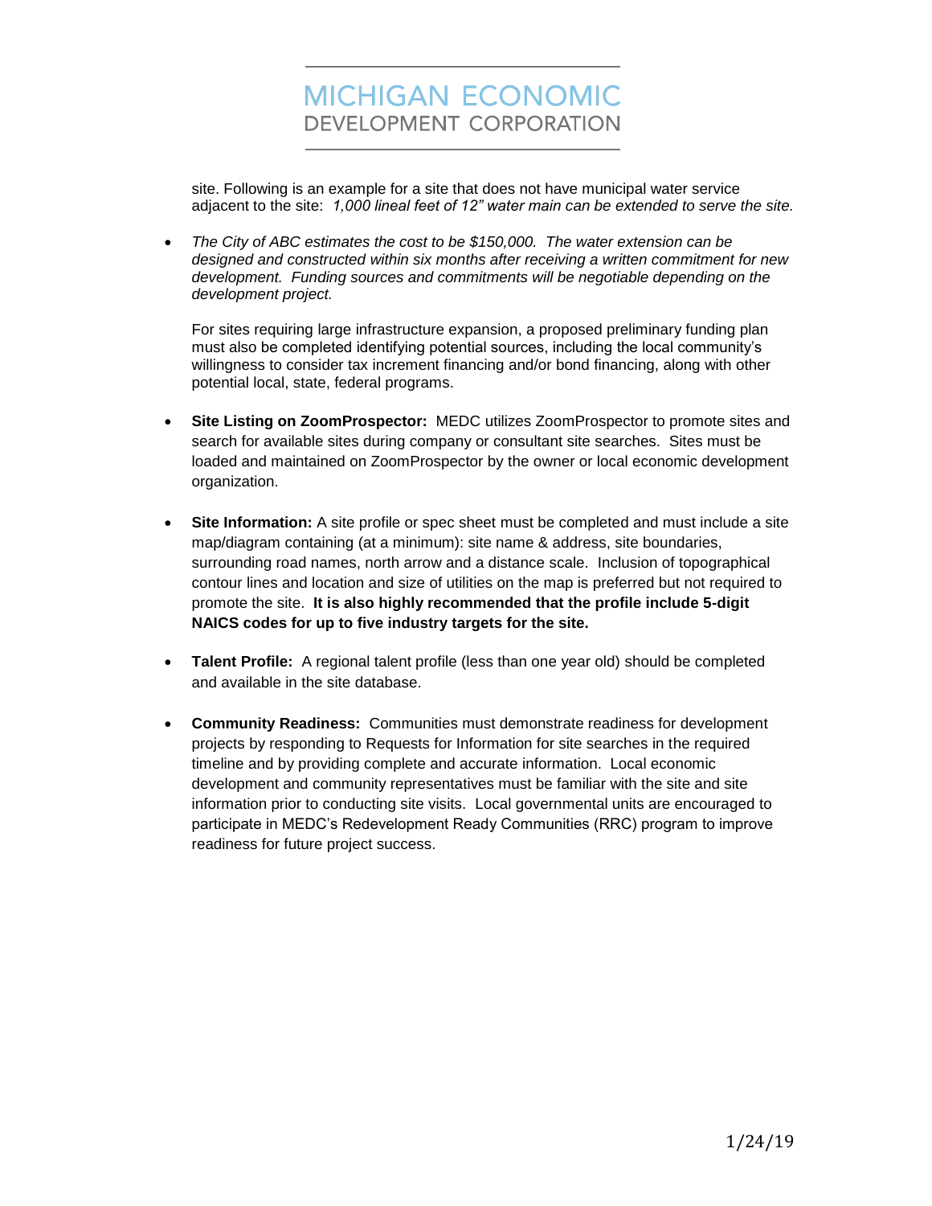site. Following is an example for a site that does not have municipal water service adjacent to the site: *1,000 lineal feet of 12" water main can be extended to serve the site.*

- *The City of ABC estimates the cost to be $150,000. The water extension can be designed and constructed within six months after receiving a written commitment for new development. Funding sources and commitments will be negotiable depending on the development project.*

  For sites requiring large infrastructure expansion, a proposed preliminary funding plan must also be completed identifying potential sources, including the local community's willingness to consider tax increment financing and/or bond financing, along with other potential local, state, federal programs.

- **Site Listing on ZoomProspector:** MEDC utilizes ZoomProspector to promote sites and search for available sites during company or consultant site searches. Sites must be loaded and maintained on ZoomProspector by the owner or local economic development organization.

- **Site Information:** A site profile or spec sheet must be completed and must include a site map/diagram containing (at a minimum): site name & address, site boundaries, surrounding road names, north arrow and a distance scale. Inclusion of topographical contour lines and location and size of utilities on the map is preferred but not required to promote the site. **It is also highly recommended that the profile include 5-digit NAICS codes for up to five industry targets for the site.**

- **Talent Profile:** A regional talent profile (less than one year old) should be completed and available in the site database.

- **Community Readiness:** Communities must demonstrate readiness for development projects by responding to Requests for Information for site searches in the required timeline and by providing complete and accurate information. Local economic development and community representatives must be familiar with the site and site information prior to conducting site visits. Local governmental units are encouraged to participate in MEDC's Redevelopment Ready Communities (RRC) program to improve readiness for future project success.

1/24/19